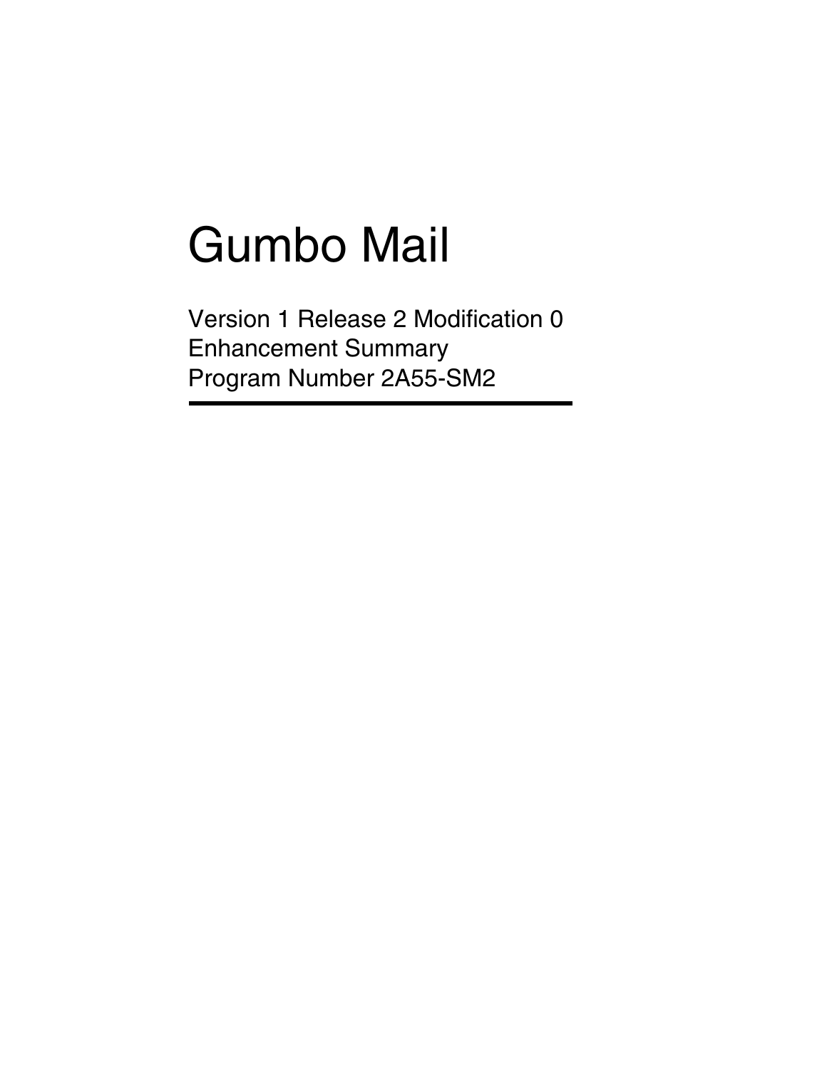# Gumbo Mail

Version 1 Release 2 Modification 0
Enhancement Summary
Program Number 2A55-SM2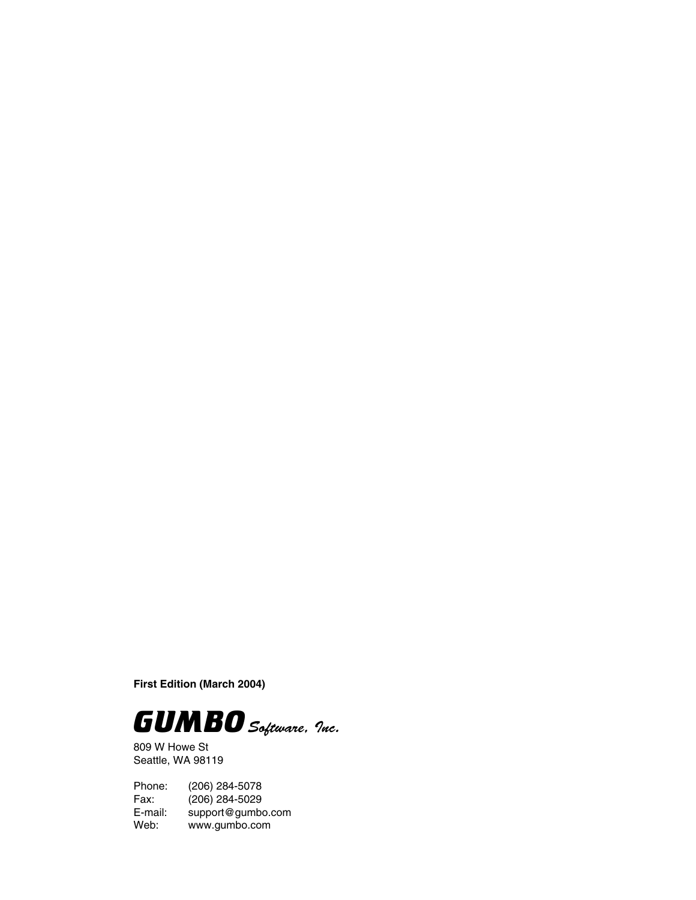**First Edition (March 2004)**

**GUMBO** *Software, Inc.*

809 W Howe St
Seattle, WA 98119

| | |
|---|---|
| Phone: | (206) 284-5078 |
| Fax: | (206) 284-5029 |
| E-mail: | support@gumbo.com |
| Web: | www.gumbo.com |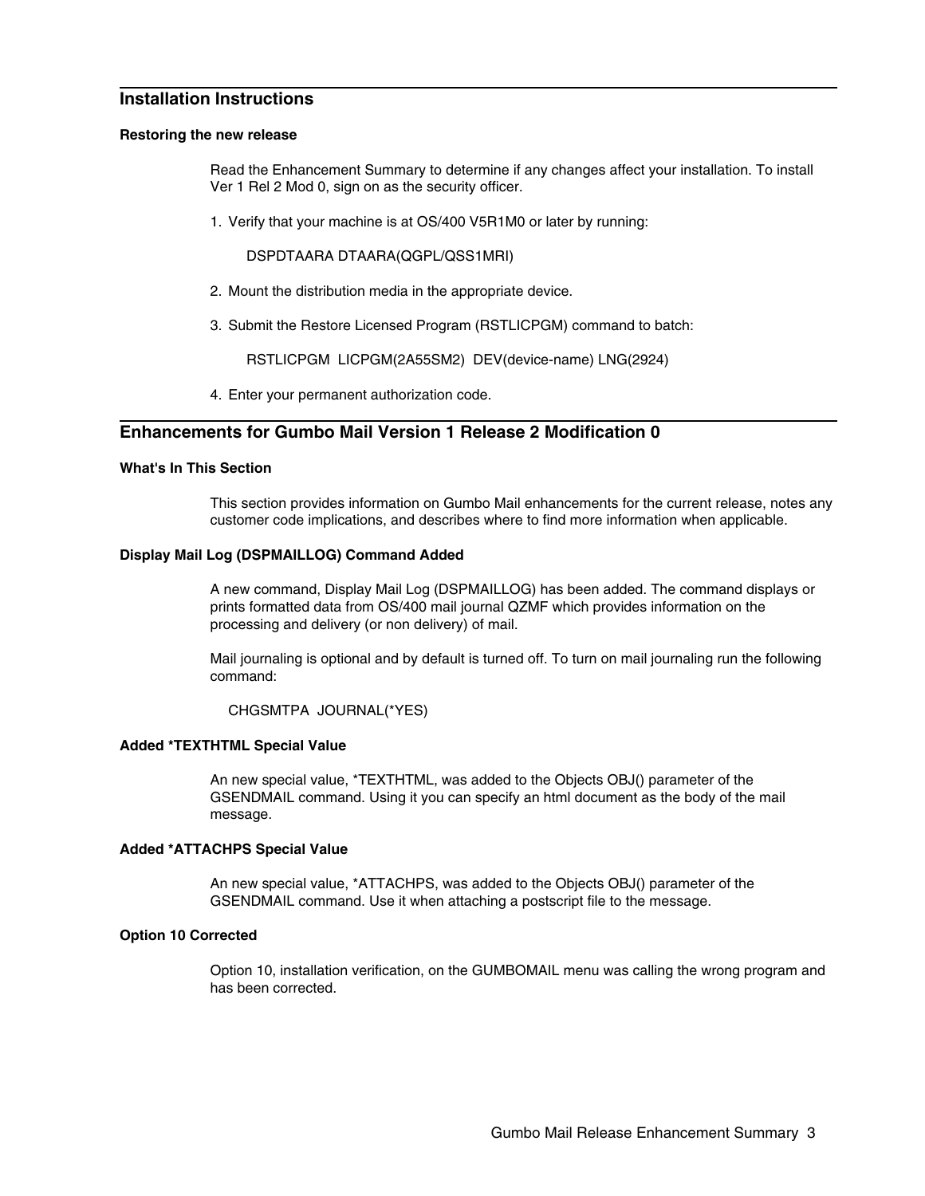## Installation Instructions

### Restoring the new release

Read the Enhancement Summary to determine if any changes affect your installation. To install Ver 1 Rel 2 Mod 0, sign on as the security officer.

1. Verify that your machine is at OS/400 V5R1M0 or later by running:

   ```
   DSPDTAARA DTAARA(QGPL/QSS1MRI)
   ```

2. Mount the distribution media in the appropriate device.

3. Submit the Restore Licensed Program (RSTLICPGM) command to batch:

   ```
   RSTLICPGM  LICPGM(2A55SM2)  DEV(device-name) LNG(2924)
   ```

4. Enter your permanent authorization code.

## Enhancements for Gumbo Mail Version 1 Release 2 Modification 0

### What's In This Section

This section provides information on Gumbo Mail enhancements for the current release, notes any customer code implications, and describes where to find more information when applicable.

### Display Mail Log (DSPMAILLOG) Command Added

A new command, Display Mail Log (DSPMAILLOG) has been added. The command displays or prints formatted data from OS/400 mail journal QZMF which provides information on the processing and delivery (or non delivery) of mail.

Mail journaling is optional and by default is turned off. To turn on mail journaling run the following command:

```
CHGSMTPA  JOURNAL(*YES)
```

### Added *TEXTHTML Special Value

An new special value, *TEXTHTML, was added to the Objects OBJ() parameter of the GSENDMAIL command. Using it you can specify an html document as the body of the mail message.

### Added *ATTACHPS Special Value

An new special value, *ATTACHPS, was added to the Objects OBJ() parameter of the GSENDMAIL command. Use it when attaching a postscript file to the message.

### Option 10 Corrected

Option 10, installation verification, on the GUMBOMAIL menu was calling the wrong program and has been corrected.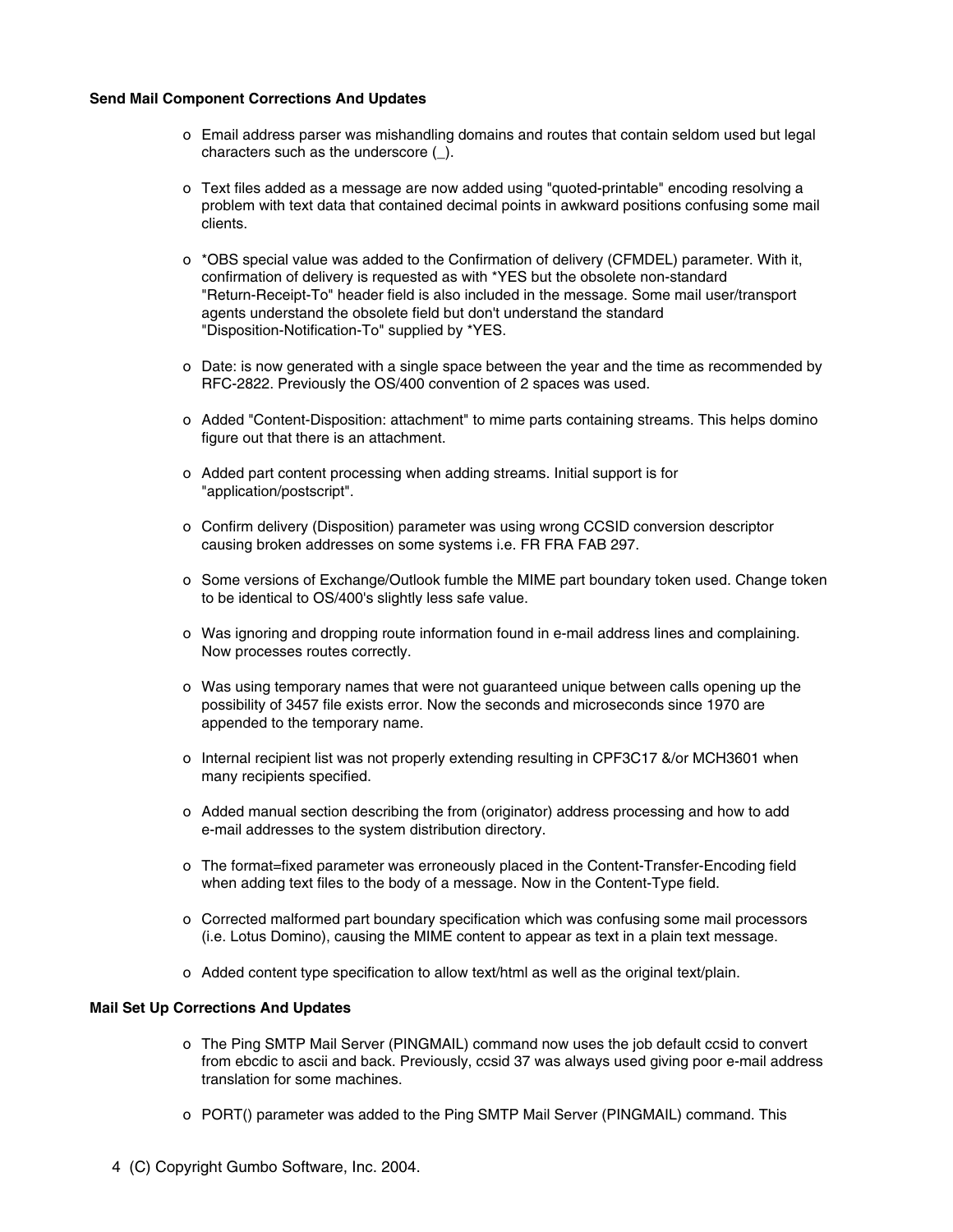**Send Mail Component Corrections And Updates**

- Email address parser was mishandling domains and routes that contain seldom used but legal characters such as the underscore (_).

- Text files added as a message are now added using "quoted-printable" encoding resolving a problem with text data that contained decimal points in awkward positions confusing some mail clients.

- *OBS special value was added to the Confirmation of delivery (CFMDEL) parameter. With it, confirmation of delivery is requested as with *YES but the obsolete non-standard "Return-Receipt-To" header field is also included in the message. Some mail user/transport agents understand the obsolete field but don't understand the standard "Disposition-Notification-To" supplied by *YES.

- Date: is now generated with a single space between the year and the time as recommended by RFC-2822. Previously the OS/400 convention of 2 spaces was used.

- Added "Content-Disposition: attachment" to mime parts containing streams. This helps domino figure out that there is an attachment.

- Added part content processing when adding streams. Initial support is for "application/postscript".

- Confirm delivery (Disposition) parameter was using wrong CCSID conversion descriptor causing broken addresses on some systems i.e. FR FRA FAB 297.

- Some versions of Exchange/Outlook fumble the MIME part boundary token used. Change token to be identical to OS/400's slightly less safe value.

- Was ignoring and dropping route information found in e-mail address lines and complaining. Now processes routes correctly.

- Was using temporary names that were not guaranteed unique between calls opening up the possibility of 3457 file exists error. Now the seconds and microseconds since 1970 are appended to the temporary name.

- Internal recipient list was not properly extending resulting in CPF3C17 &/or MCH3601 when many recipients specified.

- Added manual section describing the from (originator) address processing and how to add e-mail addresses to the system distribution directory.

- The format=fixed parameter was erroneously placed in the Content-Transfer-Encoding field when adding text files to the body of a message. Now in the Content-Type field.

- Corrected malformed part boundary specification which was confusing some mail processors (i.e. Lotus Domino), causing the MIME content to appear as text in a plain text message.

- Added content type specification to allow text/html as well as the original text/plain.

**Mail Set Up Corrections And Updates**

- The Ping SMTP Mail Server (PINGMAIL) command now uses the job default ccsid to convert from ebcdic to ascii and back. Previously, ccsid 37 was always used giving poor e-mail address translation for some machines.

- PORT() parameter was added to the Ping SMTP Mail Server (PINGMAIL) command. This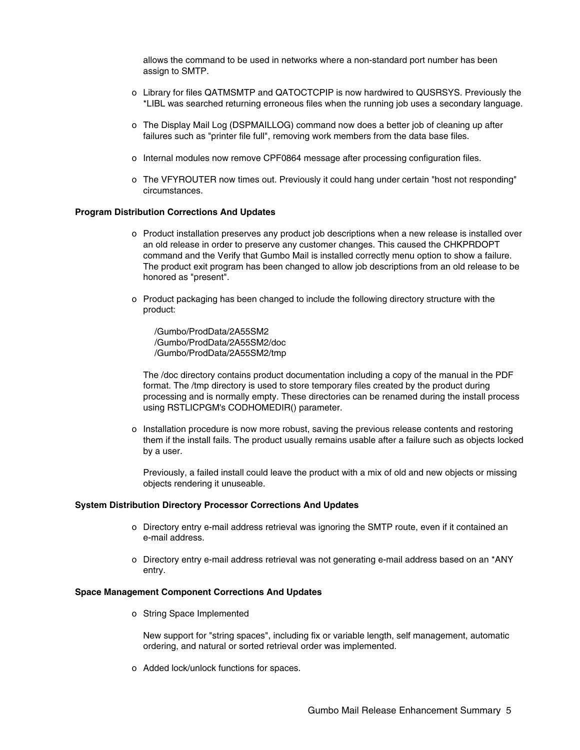allows the command to be used in networks where a non-standard port number has been assign to SMTP.

- Library for files QATMSMTP and QATOCTCPIP is now hardwired to QUSRSYS. Previously the *LIBL was searched returning erroneous files when the running job uses a secondary language.

- The Display Mail Log (DSPMAILLOG) command now does a better job of cleaning up after failures such as "printer file full", removing work members from the data base files.

- Internal modules now remove CPF0864 message after processing configuration files.

- The VFYROUTER now times out. Previously it could hang under certain "host not responding" circumstances.

**Program Distribution Corrections And Updates**

- Product installation preserves any product job descriptions when a new release is installed over an old release in order to preserve any customer changes. This caused the CHKPRDOPT command and the Verify that Gumbo Mail is installed correctly menu option to show a failure. The product exit program has been changed to allow job descriptions from an old release to be honored as "present".

- Product packaging has been changed to include the following directory structure with the product:

  /Gumbo/ProdData/2A55SM2
  /Gumbo/ProdData/2A55SM2/doc
  /Gumbo/ProdData/2A55SM2/tmp

  The /doc directory contains product documentation including a copy of the manual in the PDF format. The /tmp directory is used to store temporary files created by the product during processing and is normally empty. These directories can be renamed during the install process using RSTLICPGM's CODHOMEDIR() parameter.

- Installation procedure is now more robust, saving the previous release contents and restoring them if the install fails. The product usually remains usable after a failure such as objects locked by a user.

  Previously, a failed install could leave the product with a mix of old and new objects or missing objects rendering it unuseable.

**System Distribution Directory Processor Corrections And Updates**

- Directory entry e-mail address retrieval was ignoring the SMTP route, even if it contained an e-mail address.

- Directory entry e-mail address retrieval was not generating e-mail address based on an *ANY entry.

**Space Management Component Corrections And Updates**

- String Space Implemented

  New support for "string spaces", including fix or variable length, self management, automatic ordering, and natural or sorted retrieval order was implemented.

- Added lock/unlock functions for spaces.